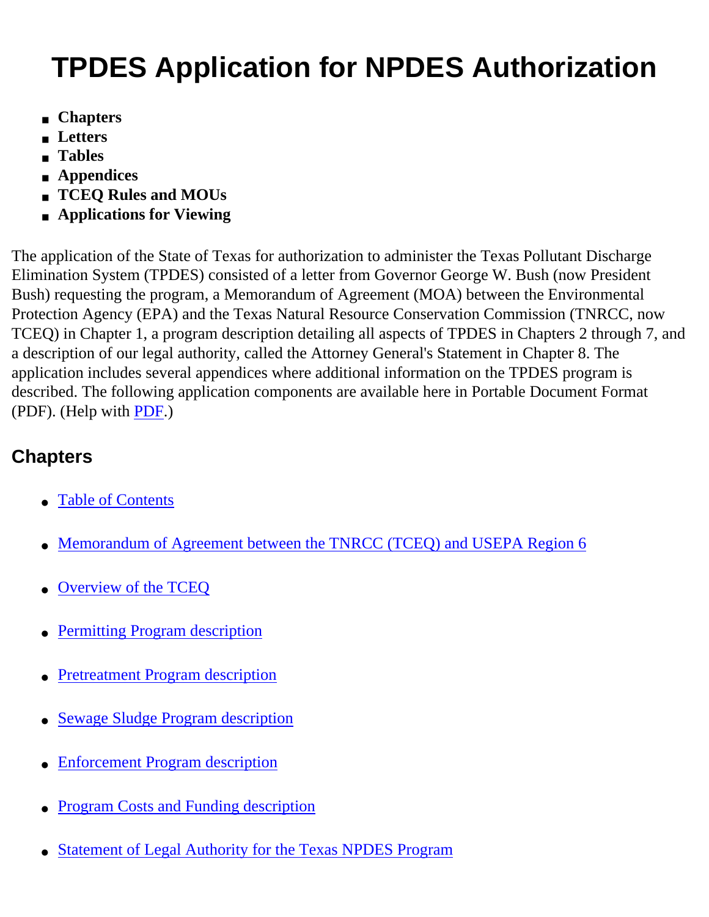# TPDES Application for NPDES Authorization

- **Chapters**
- **Letters**
- **Tables**
- **Appendices**
- **TCEQ Rules and MOUs**
- **Applications for Viewing**

The application of the State of Texas for authorization to administer the Texas Pollutant Discharge Elimination System (TPDES) consisted of a letter from Governor George W. Bush (now President Bush) requesting the program, a Memorandum of Agreement (MOA) between the Environmental Protection Agency (EPA) and the Texas Natural Resource Conservation Commission (TNRCC, now TCEQ) in Chapter 1, a program description detailing all aspects of TPDES in Chapters 2 through 7, and a description of our legal authority, called the Attorney General's Statement in Chapter 8. The application includes several appendices where additional information on the TPDES program is described. The following application components are available here in Portable Document Format (PDF). (Help with PDF.)

## Chapters

- Table of Contents
- Memorandum of Agreement between the TNRCC (TCEQ) and USEPA Region 6
- Overview of the TCEQ
- Permitting Program description
- Pretreatment Program description
- Sewage Sludge Program description
- Enforcement Program description
- Program Costs and Funding description
- Statement of Legal Authority for the Texas NPDES Program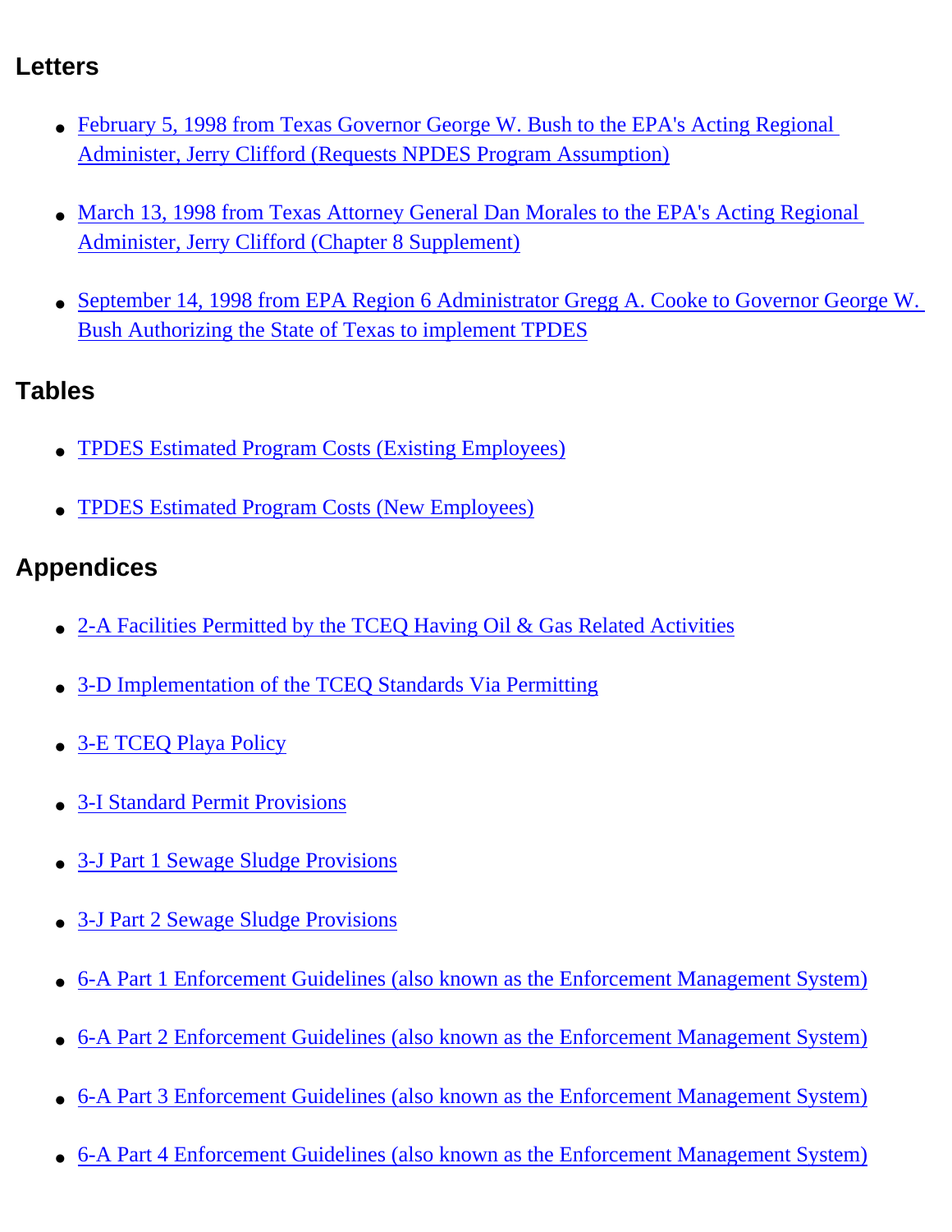## Letters

- February 5, 1998 from Texas Governor George W. Bush to the EPA's Acting Regional Administer, Jerry Clifford (Requests NPDES Program Assumption)
- March 13, 1998 from Texas Attorney General Dan Morales to the EPA's Acting Regional Administer, Jerry Clifford (Chapter 8 Supplement)
- September 14, 1998 from EPA Region 6 Administrator Gregg A. Cooke to Governor George W. Bush Authorizing the State of Texas to implement TPDES

## Tables

- TPDES Estimated Program Costs (Existing Employees)
- TPDES Estimated Program Costs (New Employees)

## Appendices

- 2-A Facilities Permitted by the TCEQ Having Oil & Gas Related Activities
- 3-D Implementation of the TCEQ Standards Via Permitting
- 3-E TCEQ Playa Policy
- 3-I Standard Permit Provisions
- 3-J Part 1 Sewage Sludge Provisions
- 3-J Part 2 Sewage Sludge Provisions
- 6-A Part 1 Enforcement Guidelines (also known as the Enforcement Management System)
- 6-A Part 2 Enforcement Guidelines (also known as the Enforcement Management System)
- 6-A Part 3 Enforcement Guidelines (also known as the Enforcement Management System)
- 6-A Part 4 Enforcement Guidelines (also known as the Enforcement Management System)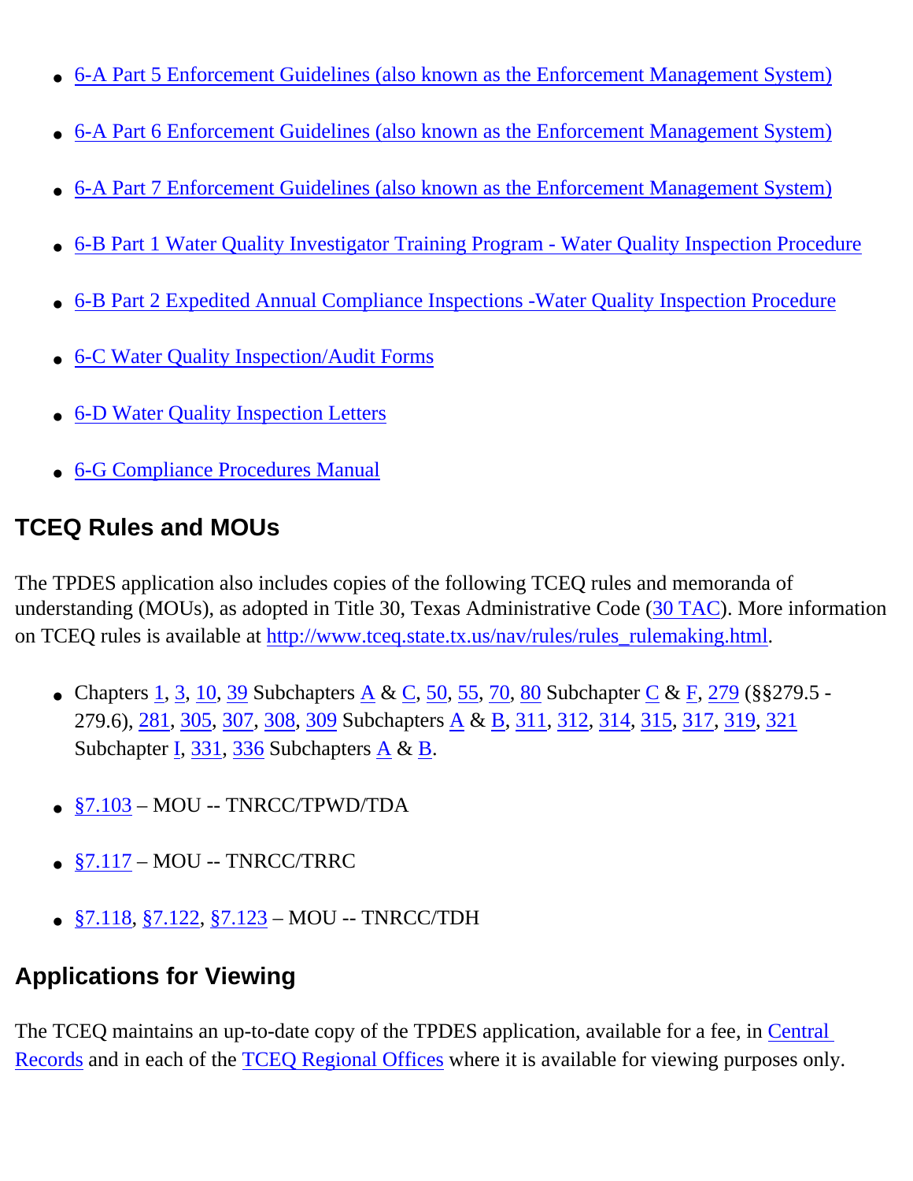- 6-A Part 5 Enforcement Guidelines (also known as the Enforcement Management System)
- 6-A Part 6 Enforcement Guidelines (also known as the Enforcement Management System)
- 6-A Part 7 Enforcement Guidelines (also known as the Enforcement Management System)
- 6-B Part 1 Water Quality Investigator Training Program - Water Quality Inspection Procedure
- 6-B Part 2 Expedited Annual Compliance Inspections -Water Quality Inspection Procedure
- 6-C Water Quality Inspection/Audit Forms
- 6-D Water Quality Inspection Letters
- 6-G Compliance Procedures Manual

## TCEQ Rules and MOUs

The TPDES application also includes copies of the following TCEQ rules and memoranda of understanding (MOUs), as adopted in Title 30, Texas Administrative Code (30 TAC). More information on TCEQ rules is available at http://www.tceq.state.tx.us/nav/rules/rules_rulemaking.html.

- Chapters 1, 3, 10, 39 Subchapters A & C, 50, 55, 70, 80 Subchapter C & F, 279 (§§279.5 - 279.6), 281, 305, 307, 308, 309 Subchapters A & B, 311, 312, 314, 315, 317, 319, 321 Subchapter I, 331, 336 Subchapters A & B.
- §7.103 – MOU -- TNRCC/TPWD/TDA
- §7.117 – MOU -- TNRCC/TRRC
- §7.118, §7.122, §7.123 – MOU -- TNRCC/TDH

## Applications for Viewing

The TCEQ maintains an up-to-date copy of the TPDES application, available for a fee, in Central Records and in each of the TCEQ Regional Offices where it is available for viewing purposes only.